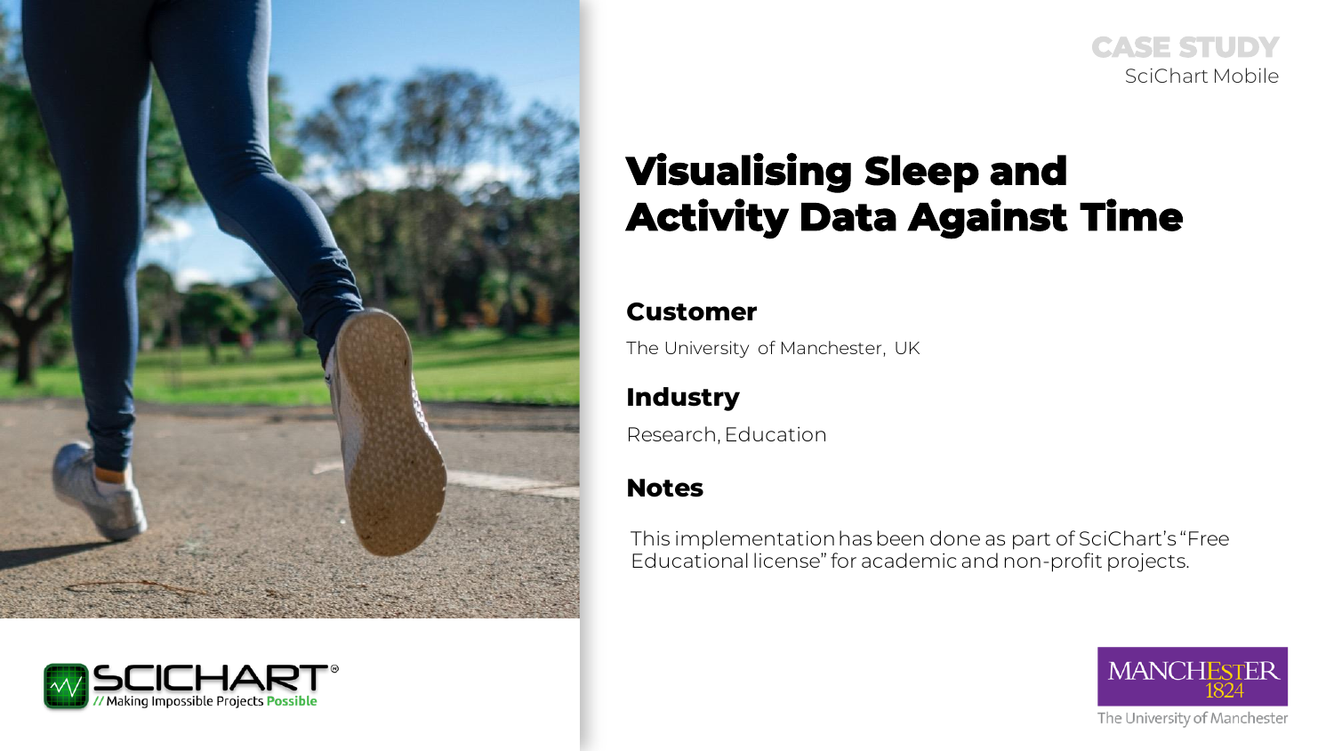CASE STUDY
SciChart Mobile

# Visualising Sleep and Activity Data Against Time

## Customer

The University of Manchester, UK

## Industry

Research, Education

## Notes

This implementation has been done as part of SciChart's "Free Educational license" for academic and non-profit projects.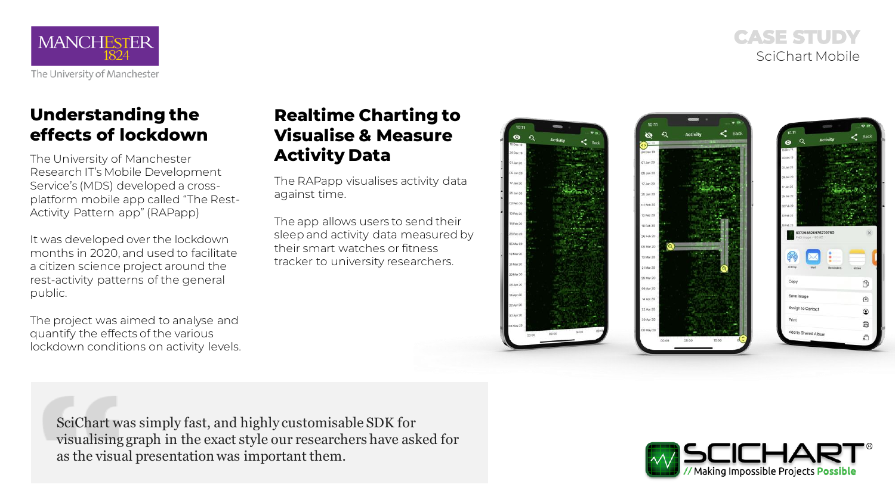# CASE STUDY

SciChart Mobile

## Understanding the effects of lockdown

The University of Manchester Research IT's Mobile Development Service's (MDS) developed a cross-platform mobile app called "The Rest-Activity Pattern app" (RAPapp)

It was developed over the lockdown months in 2020, and used to facilitate a citizen science project around the rest-activity patterns of the general public.

The project was aimed to analyse and quantify the effects of the various lockdown conditions on activity levels.

## Realtime Charting to Visualise & Measure Activity Data

The RAPapp visualises activity data against time.

The app allows users to send their sleep and activity data measured by their smart watches or fitness tracker to university researchers.

> SciChart was simply fast, and highly customisable SDK for visualising graph in the exact style our researchers have asked for as the visual presentation was important them.

SCICHART®

// Making Impossible Projects Possible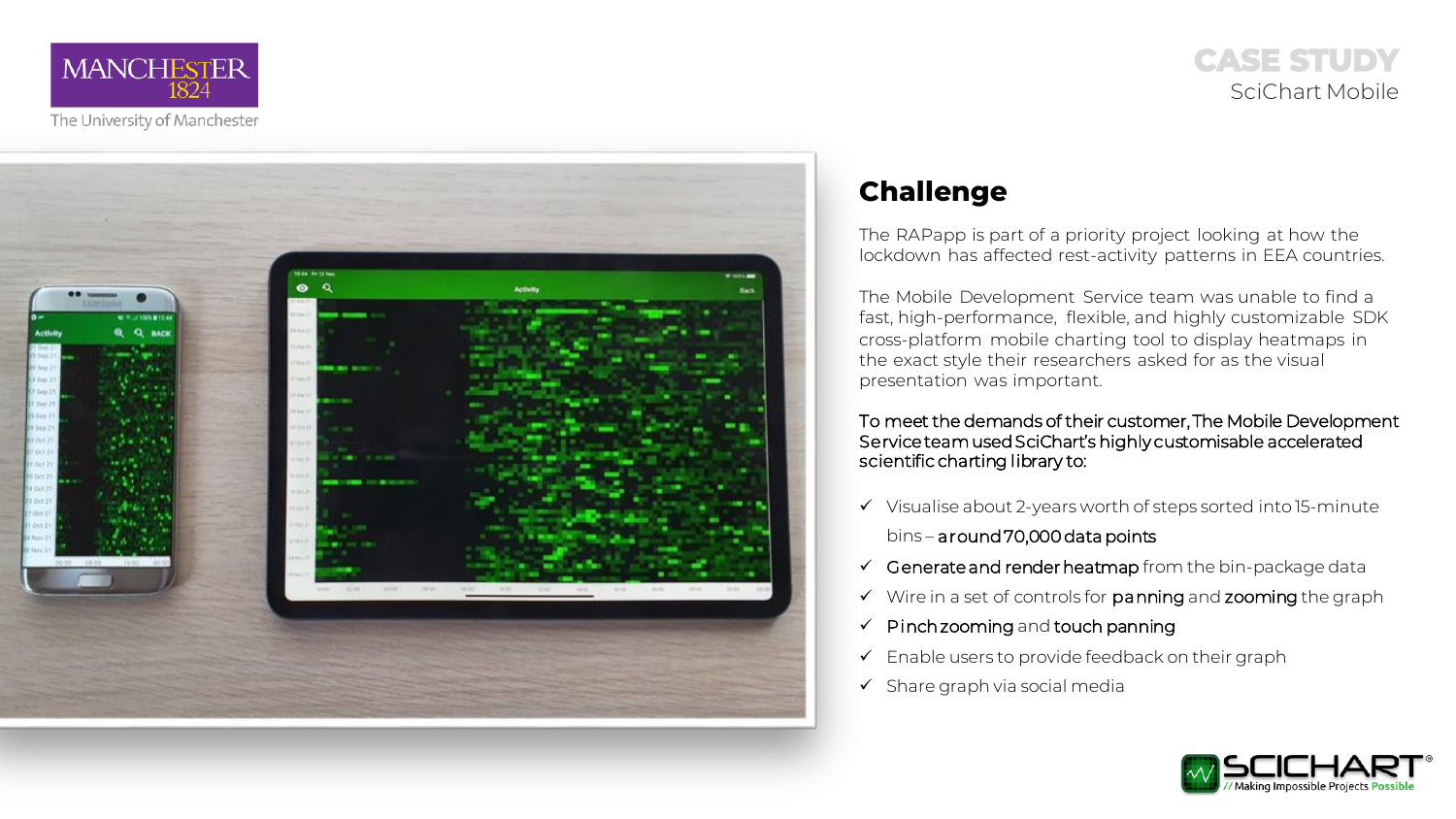MANCHESTER 1824

The University of Manchester

CASE STUDY

SciChart Mobile

## Challenge

The RAPapp is part of a priority project looking at how the lockdown has affected rest-activity patterns in EEA countries.

The Mobile Development Service team was unable to find a fast, high-performance, flexible, and highly customizable SDK cross-platform mobile charting tool to display heatmaps in the exact style their researchers asked for as the visual presentation was important.

To meet the demands of their customer, The Mobile Development Service team used SciChart's highly customisable accelerated scientific charting library to:

- ✓ Visualise about 2-years worth of steps sorted into 15-minute bins – around 70,000 data points
- ✓ Generate and render heatmap from the bin-package data
- ✓ Wire in a set of controls for panning and zooming the graph
- ✓ Pinch zooming and touch panning
- ✓ Enable users to provide feedback on their graph
- ✓ Share graph via social media

SCICHART® // Making Impossible Projects Possible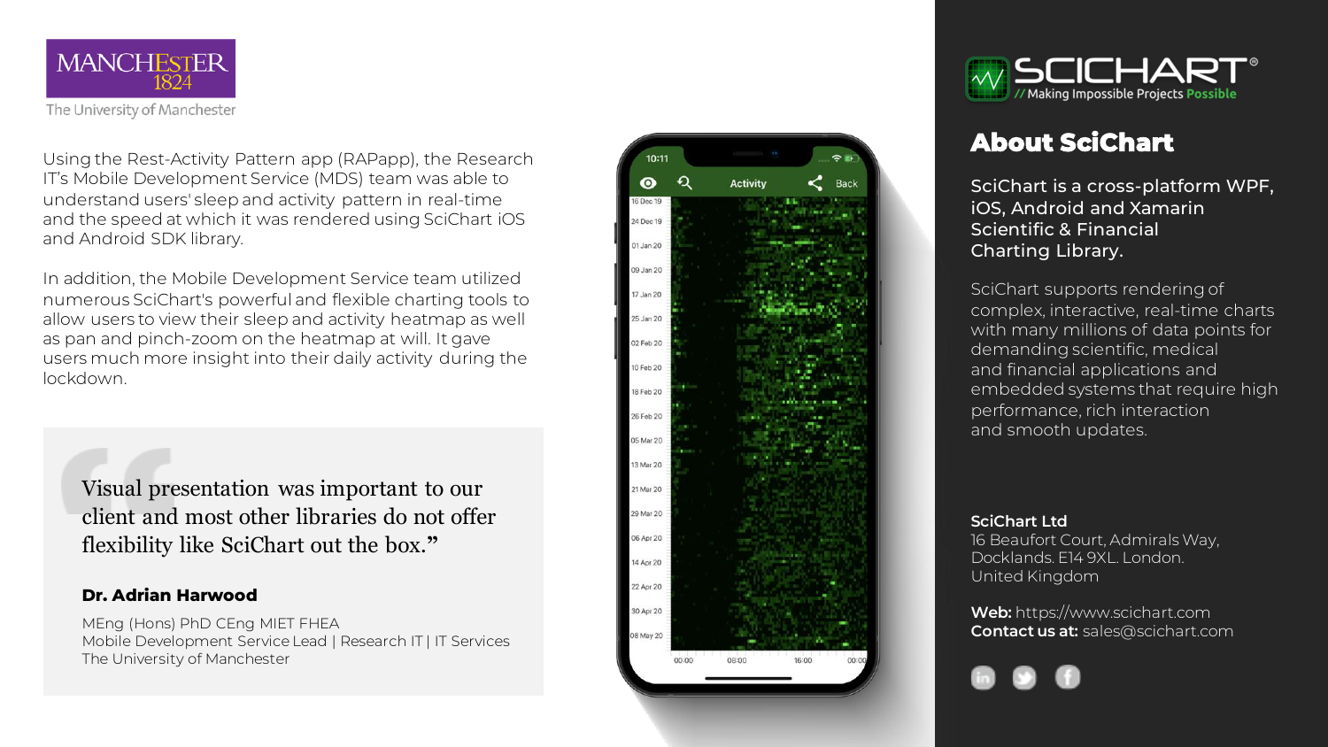MANCHESTER 1824

The University of Manchester

Using the Rest-Activity Pattern app (RAPapp), the Research IT's Mobile Development Service (MDS) team was able to understand users' sleep and activity pattern in real-time and the speed at which it was rendered using SciChart iOS and Android SDK library.

In addition, the Mobile Development Service team utilized numerous SciChart's powerful and flexible charting tools to allow users to view their sleep and activity heatmap as well as pan and pinch-zoom on the heatmap at will. It gave users much more insight into their daily activity during the lockdown.

> Visual presentation was important to our client and most other libraries do not offer flexibility like SciChart out the box."
>
> **Dr. Adrian Harwood**
>
> MEng (Hons) PhD CEng MIET FHEA
> Mobile Development Service Lead | Research IT | IT Services
> The University of Manchester

SCICHART®

// Making Impossible Projects Possible

## About SciChart

SciChart is a cross-platform WPF, iOS, Android and Xamarin Scientific & Financial Charting Library.

SciChart supports rendering of complex, interactive, real-time charts with many millions of data points for demanding scientific, medical and financial applications and embedded systems that require high performance, rich interaction and smooth updates.

**SciChart Ltd**
16 Beaufort Court, Admirals Way,
Docklands. E14 9XL. London.
United Kingdom

**Web:** https://www.scichart.com
**Contact us at:** sales@scichart.com